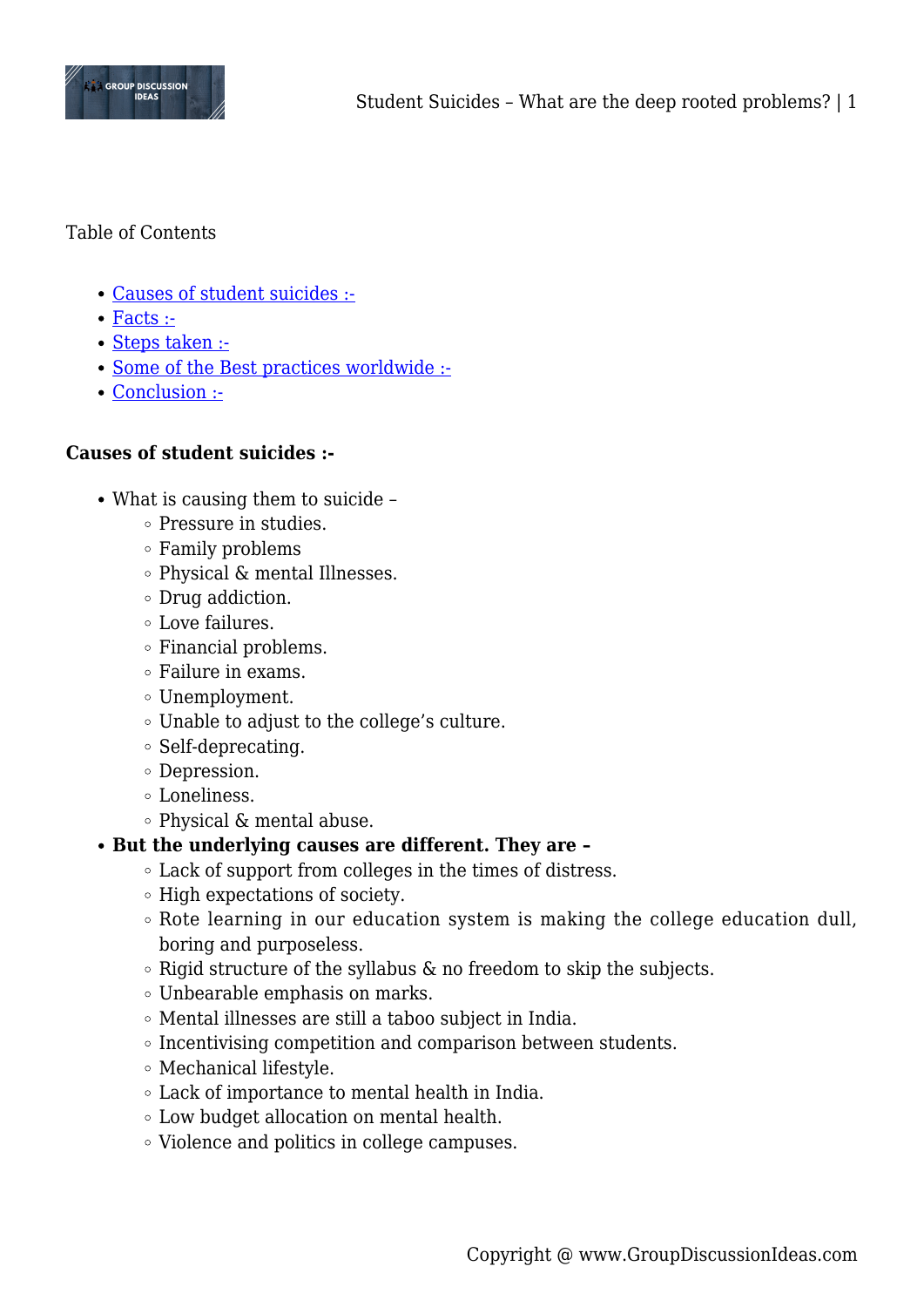Table of Contents

- Causes of student suicides :-
- Facts :-
- Steps taken :-
- Some of the Best practices worldwide :-
- Conclusion :-

**Causes of student suicides :-**

- What is causing them to suicide –
  - Pressure in studies.
  - Family problems
  - Physical & mental Illnesses.
  - Drug addiction.
  - Love failures.
  - Financial problems.
  - Failure in exams.
  - Unemployment.
  - Unable to adjust to the college's culture.
  - Self-deprecating.
  - Depression.
  - Loneliness.
  - Physical & mental abuse.
- **But the underlying causes are different. They are –**
  - Lack of support from colleges in the times of distress.
  - High expectations of society.
  - Rote learning in our education system is making the college education dull, boring and purposeless.
  - Rigid structure of the syllabus & no freedom to skip the subjects.
  - Unbearable emphasis on marks.
  - Mental illnesses are still a taboo subject in India.
  - Incentivising competition and comparison between students.
  - Mechanical lifestyle.
  - Lack of importance to mental health in India.
  - Low budget allocation on mental health.
  - Violence and politics in college campuses.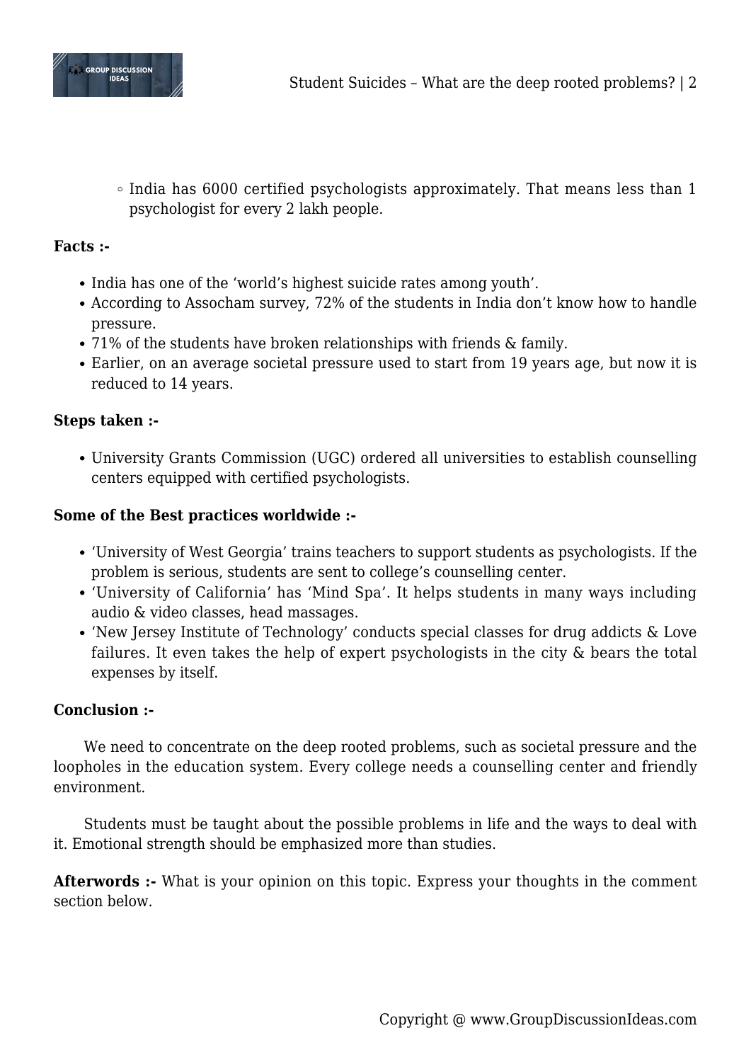- India has 6000 certified psychologists approximately. That means less than 1 psychologist for every 2 lakh people.

**Facts :-**

- India has one of the 'world's highest suicide rates among youth'.
- According to Assocham survey, 72% of the students in India don't know how to handle pressure.
- 71% of the students have broken relationships with friends & family.
- Earlier, on an average societal pressure used to start from 19 years age, but now it is reduced to 14 years.

**Steps taken :-**

- University Grants Commission (UGC) ordered all universities to establish counselling centers equipped with certified psychologists.

**Some of the Best practices worldwide :-**

- 'University of West Georgia' trains teachers to support students as psychologists. If the problem is serious, students are sent to college's counselling center.
- 'University of California' has 'Mind Spa'. It helps students in many ways including audio & video classes, head massages.
- 'New Jersey Institute of Technology' conducts special classes for drug addicts & Love failures. It even takes the help of expert psychologists in the city & bears the total expenses by itself.

**Conclusion :-**

We need to concentrate on the deep rooted problems, such as societal pressure and the loopholes in the education system. Every college needs a counselling center and friendly environment.

Students must be taught about the possible problems in life and the ways to deal with it. Emotional strength should be emphasized more than studies.

**Afterwords :-** What is your opinion on this topic. Express your thoughts in the comment section below.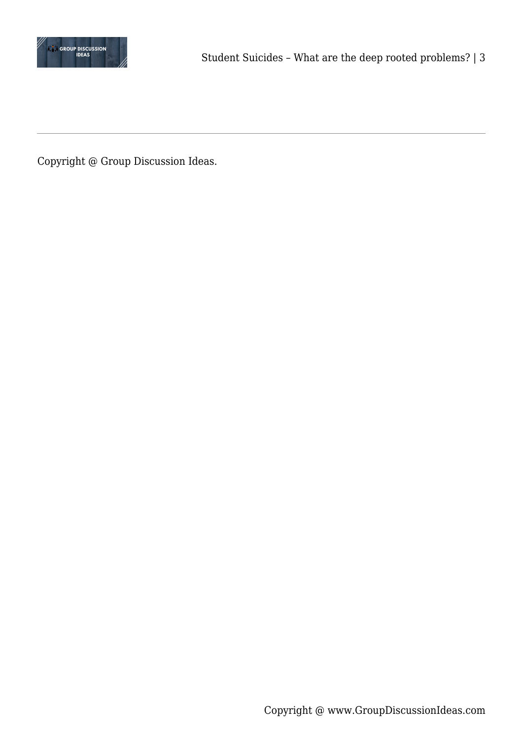---

Copyright @ Group Discussion Ideas.